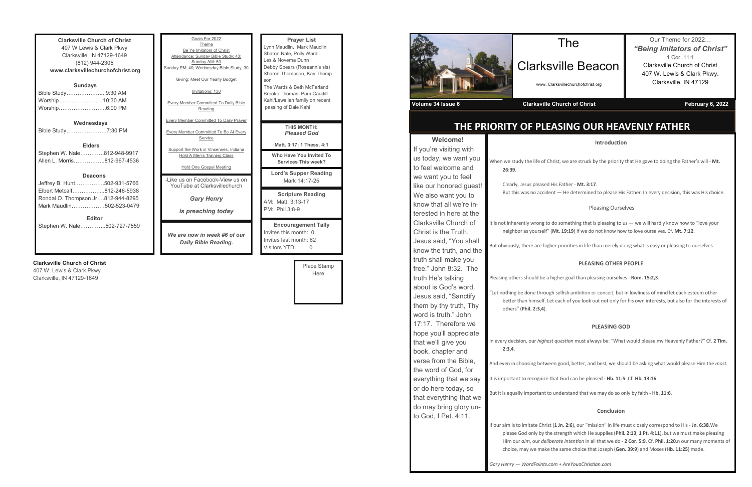**Clarksville Church of Christ**
407 W Lewis & Clark Pkwy
Clarksville, IN 47129-1649
(812) 944-2305
**www.clarksvillechurchofchrist.org**

**Sundays**

Bible Study………………... 9:30 AM
Worship……………………10:30 AM
Worship……………………..6:00 PM

**Wednesdays**

Bible Study………………….7:30 PM

**Elders**

Stephen W. Nale………….812-948-9917
Allen L. Morris……………..812-967-4536

**Deacons**

Jeffrey B. Hunt…………….502-931-5766
Elbert Metcalf……………...812-246-5938
Rondal O. Thompson Jr….812-944-8295
Mark Maudlin……………...502-523-0479

**Editor**

Stephen W. Nale………….502-727-7559

Goals For 2022

Theme
Be Ye Imitators of Christ

Attendance: Sunday Bible Study: 40; Sunday AM: 50
Sunday PM: 40; Wednesday Bible Study: 30

Giving: Meet Our Yearly Budget

Invitations: 130

Every Member Committed To Daily Bible Reading

Every Member Committed To Daily Prayer

Every Member Committed To Be At Every Service

Support the Work in Vincennes, Indiana

Hold A Men's Training Class

Hold One Gospel Meeting

-Like us on Facebook-View us on YouTube at Clarksvillechurch

***Gary Henry***

***is preaching today***

***We are now in week #6 of our Daily Bible Reading.***

**Prayer List**

Lynn Maudlin, Mark Maudlin
Sharon Nale, Polly Ward
Les & Novema Dunn
Debby Spears (Roseann's sis)
Sharon Thompson, Kay Thompson
The Wards & Beth McFarland
Brooke Thomas, Pam Caudill
Kahl/Lewellen family on recent passing of Dale Kahl

**THIS MONTH:**
***Pleased God***

**Matt. 3:17; 1 Thess. 4:1**

**Who Have You Invited To Services This week?**

**Lord's Supper Reading**
Mark 14:17-25

**Scripture Reading**
AM: Matt. 3:13-17
PM: Phil 3:8-9

**Encouragement Tally**
Invites this month: 0
Invites last month: 62
Visitors YTD: 0

**Clarksville Church of Christ**
407 W. Lewis & Clark Pkwy
Clarksville, IN 47129-1649

Place Stamp Here

# The Clarksville Beacon

www. Clarksvillechurchofchrist.org

Our Theme for 2022…
***"Being Imitators of Christ"***
1 Cor. 11:1
Clarksville Church of Christ
407 W. Lewis & Clark Pkwy.
Clarksville, IN 47129

**Volume 34 Issue 6** | **Clarksville Church of Christ** | **February 6, 2022**

## THE PRIORITY OF PLEASING OUR HEAVENLY FATHER

**Welcome!**

If you're visiting with us today, we want you to feel welcome and we want you to feel like our honored guest! We also want you to know that all we're interested in here at the Clarksville Church of Christ is the Truth. Jesus said, "You shall know the truth, and the truth shall make you free." John 8:32. The truth He's talking about is God's word. Jesus said, "Sanctify them by thy truth, Thy word is truth." John 17:17. Therefore we hope you'll appreciate that we'll give you book, chapter and verse from the Bible, the word of God, for everything that we say or do here today, so that everything that we do may bring glory unto God, I Pet. 4:11.

**Introduction**

When we study the life of Christ, we are struck by the priority that He gave to doing the Father's will - **Mt. 26:39**.

Clearly, Jesus pleased His Father - **Mt. 3:17**.

But this was no accident — He determined to please His Father. In every decision, this was His choice.

Pleasing Ourselves

It is not inherently wrong to do something that is pleasing to us — we will hardly know how to "love your neighbor as yourself" (**Mt. 19:19**) if we do not know how to love ourselves. Cf. **Mt. 7:12**.

But obviously, there are higher priorities in life than merely doing what is easy or pleasing to ourselves.

**PLEASING OTHER PEOPLE**

Pleasing others should be a higher goal than pleasing ourselves - **Rom. 15:2,3**.

"Let nothing be done through selfish ambition or conceit, but in lowliness of mind let each esteem other better than himself. Let each of you look out not only for his own interests, but also for the interests of others" (**Phil. 2:3,4**).

**PLEASING GOD**

In every decision, our *highest question* must always be: "What would please my Heavenly Father?" Cf. **2 Tim. 2:3,4**.

And even in choosing between good, better, and best, we should be asking what would please Him the *most*.

It is important to recognize that God can be pleased - **Hb. 11:5**. Cf. **Hb. 13:16**.

But it is equally important to understand that we may do so only by faith - **Hb. 11:6**.

**Conclusion**

If our aim is to imitate Christ (**1 Jn. 2:6**), our "mission" in life must closely correspond to His - **Jn. 6:38**.We please God only by the strength which He supplies (**Phil. 2:13**; **1 Pt. 4:11**), but we must make pleasing Him our *aim*, our *deliberate intention* in all that we do - **2 Cor. 5:9**. Cf. **Phil. 1:20**.n our many moments of choice, may we make the same choice that Joseph (**Gen. 39:9**) and Moses (**Hb. 11:25**) made.

*Gary Henry — WordPoints.com + AreYouaChristian.com*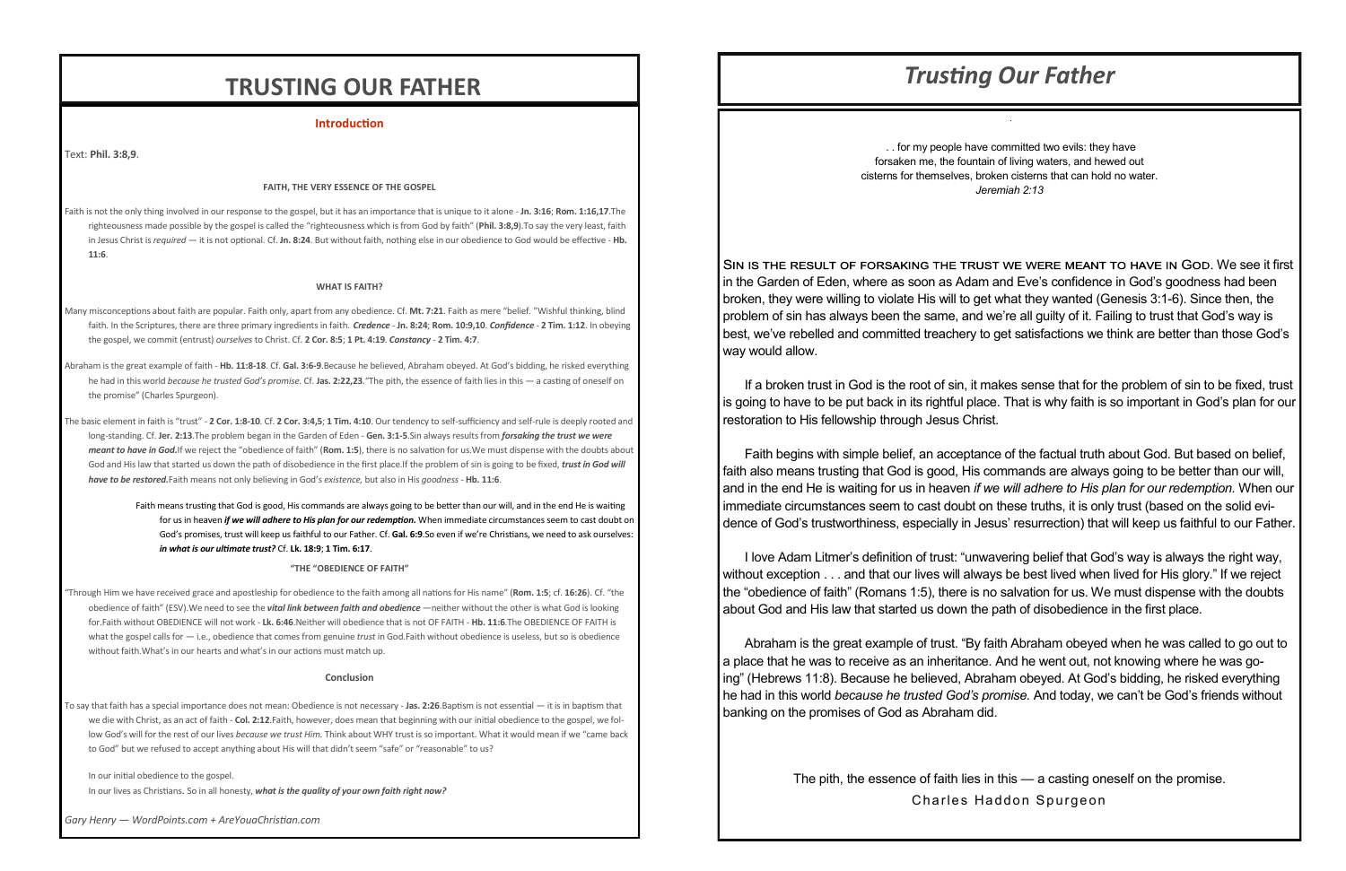# TRUSTING OUR FATHER

### Introduction

Text: **Phil. 3:8,9**.

#### FAITH, THE VERY ESSENCE OF THE GOSPEL

Faith is not the only thing involved in our response to the gospel, but it has an importance that is unique to it alone - **Jn. 3:16**; **Rom. 1:16,17**.The righteousness made possible by the gospel is called the "righteousness which is from God by faith" (**Phil. 3:8,9**).To say the very least, faith in Jesus Christ is *required* — it is not optional. Cf. **Jn. 8:24**. But without faith, nothing else in our obedience to God would be effective - **Hb. 11:6**.

#### WHAT IS FAITH?

Many misconceptions about faith are popular. Faith only, apart from any obedience. Cf. **Mt. 7:21**. Faith as mere "belief. "Wishful thinking, blind faith. In the Scriptures, there are three primary ingredients in faith. ***Credence*** - **Jn. 8:24**; **Rom. 10:9,10**. ***Confidence*** - **2 Tim. 1:12**. In obeying the gospel, we commit (entrust) *ourselves* to Christ. Cf. **2 Cor. 8:5**; **1 Pt. 4:19**. ***Constancy*** - **2 Tim. 4:7**.

Abraham is the great example of faith - **Hb. 11:8-18**. Cf. **Gal. 3:6-9**.Because he believed, Abraham obeyed. At God's bidding, he risked everything he had in this world *because he trusted God's promise.* Cf. **Jas. 2:22,23**."The pith, the essence of faith lies in this — a casting of oneself on the promise" (Charles Spurgeon).

The basic element in faith is "trust" - **2 Cor. 1:8-10**. Cf. **2 Cor. 3:4,5**; **1 Tim. 4:10**. Our tendency to self-sufficiency and self-rule is deeply rooted and long-standing. Cf. **Jer. 2:13**.The problem began in the Garden of Eden - **Gen. 3:1-5**.Sin always results from ***forsaking the trust we were meant to have in God.***If we reject the "obedience of faith" (**Rom. 1:5**), there is no salvation for us.We must dispense with the doubts about God and His law that started us down the path of disobedience in the first place.If the problem of sin is going to be fixed, ***trust in God will have to be restored.***Faith means not only believing in God's *existence,* but also in His *goodness* - **Hb. 11:6**.

> Faith means trusting that God is good, His commands are always going to be better than our will, and in the end He is waiting for us in heaven ***if we will adhere to His plan for our redemption.*** When immediate circumstances seem to cast doubt on God's promises, trust will keep us faithful to our Father. Cf. **Gal. 6:9**.So even if we're Christians, we need to ask ourselves: ***in what is our ultimate trust?*** Cf. **Lk. 18:9**; **1 Tim. 6:17**.

#### "THE "OBEDIENCE OF FAITH"

"Through Him we have received grace and apostleship for obedience to the faith among all nations for His name" (**Rom. 1:5**; cf. **16:26**). Cf. "the obedience of faith" (ESV).We need to see the ***vital link between faith and obedience*** —neither without the other is what God is looking for.Faith without OBEDIENCE will not work - **Lk. 6:46**.Neither will obedience that is not OF FAITH - **Hb. 11:6**.The OBEDIENCE OF FAITH is what the gospel calls for — i.e., obedience that comes from genuine *trust* in God.Faith without obedience is useless, but so is obedience without faith.What's in our hearts and what's in our actions must match up.

### Conclusion

To say that faith has a special importance does not mean: Obedience is not necessary - **Jas. 2:26**.Baptism is not essential — it is in baptism that we die with Christ, as an act of faith - **Col. 2:12**.Faith, however, does mean that beginning with our initial obedience to the gospel, we follow God's will for the rest of our lives *because we trust Him.* Think about WHY trust is so important. What it would mean if we "came back to God" but we refused to accept anything about His will that didn't seem "safe" or "reasonable" to us?

In our initial obedience to the gospel.

In our lives as Christians. So in all honesty, ***what is the quality of your own faith right now?***

*Gary Henry — WordPoints.com + AreYouaChristian.com*

# *Trusting Our Father*

. . for my people have committed two evils: they have forsaken me, the fountain of living waters, and hewed out cisterns for themselves, broken cisterns that can hold no water.
*Jeremiah 2:13*

Sin is the result of forsaking the trust we were meant to have in God. We see it first in the Garden of Eden, where as soon as Adam and Eve's confidence in God's goodness had been broken, they were willing to violate His will to get what they wanted (Genesis 3:1-6). Since then, the problem of sin has always been the same, and we're all guilty of it. Failing to trust that God's way is best, we've rebelled and committed treachery to get satisfactions we think are better than those God's way would allow.

If a broken trust in God is the root of sin, it makes sense that for the problem of sin to be fixed, trust is going to have to be put back in its rightful place. That is why faith is so important in God's plan for our restoration to His fellowship through Jesus Christ.

Faith begins with simple belief, an acceptance of the factual truth about God. But based on belief, faith also means trusting that God is good, His commands are always going to be better than our will, and in the end He is waiting for us in heaven *if we will adhere to His plan for our redemption.* When our immediate circumstances seem to cast doubt on these truths, it is only trust (based on the solid evidence of God's trustworthiness, especially in Jesus' resurrection) that will keep us faithful to our Father.

I love Adam Litmer's definition of trust: "unwavering belief that God's way is always the right way, without exception . . . and that our lives will always be best lived when lived for His glory." If we reject the "obedience of faith" (Romans 1:5), there is no salvation for us. We must dispense with the doubts about God and His law that started us down the path of disobedience in the first place.

Abraham is the great example of trust. "By faith Abraham obeyed when he was called to go out to a place that he was to receive as an inheritance. And he went out, not knowing where he was going" (Hebrews 11:8). Because he believed, Abraham obeyed. At God's bidding, he risked everything he had in this world *because he trusted God's promise.* And today, we can't be God's friends without banking on the promises of God as Abraham did.

The pith, the essence of faith lies in this — a casting oneself on the promise.
Charles Haddon Spurgeon